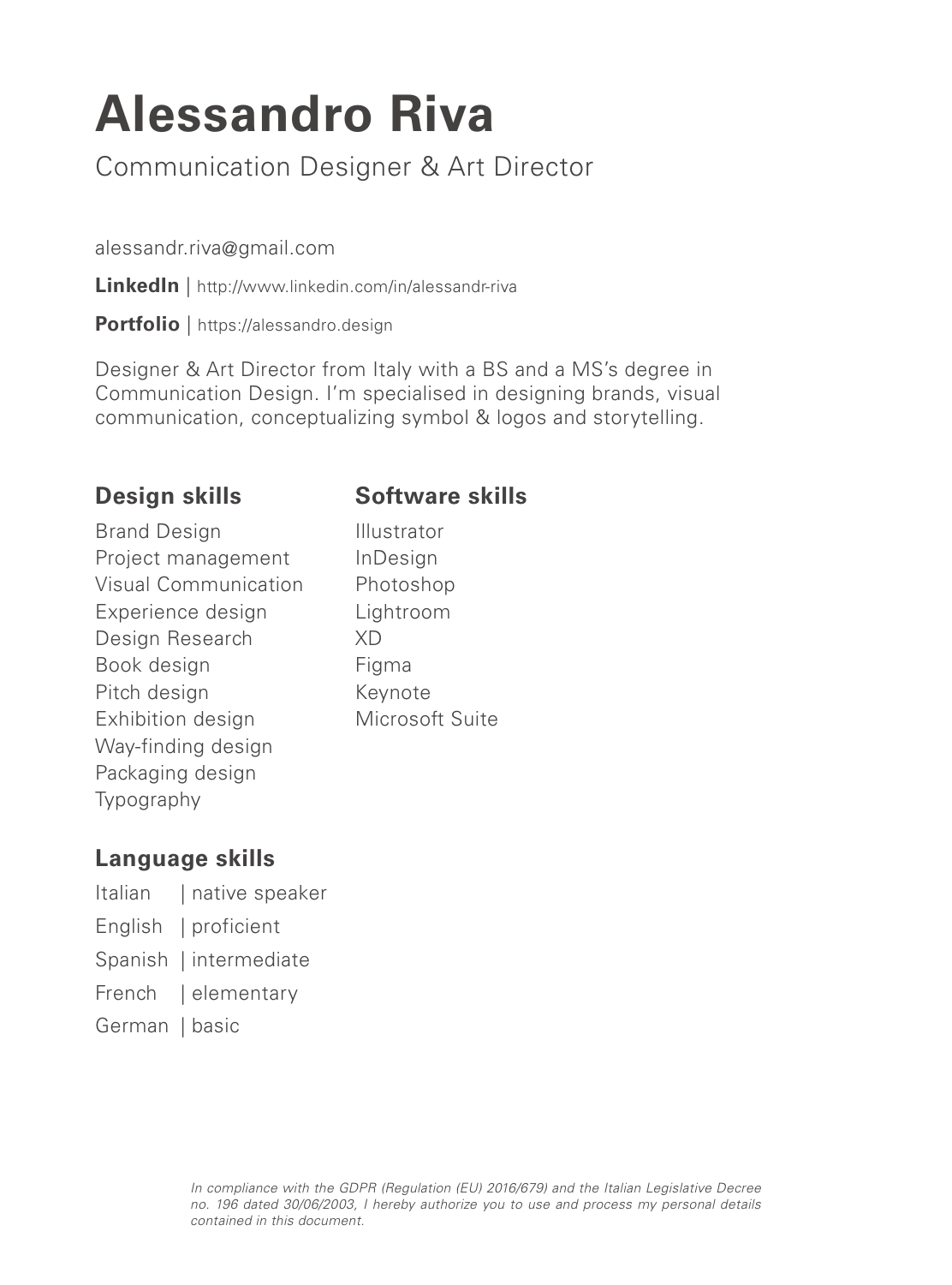# Alessandro Riva

Communication Designer & Art Director

alessandr.riva@gmail.com

**LinkedIn** | http://www.linkedin.com/in/alessandr-riva

**Portfolio** | https://alessandro.design

Designer & Art Director from Italy with a BS and a MS's degree in Communication Design. I'm specialised in designing brands, visual communication, conceptualizing symbol & logos and storytelling.

## Design skills

Brand Design
Project management
Visual Communication
Experience design
Design Research
Book design
Pitch design
Exhibition design
Way-finding design
Packaging design
Typography

## Software skills

Illustrator
InDesign
Photoshop
Lightroom
XD
Figma
Keynote
Microsoft Suite

## Language skills

Italian | native speaker
English | proficient
Spanish | intermediate
French | elementary
German | basic

*In compliance with the GDPR (Regulation (EU) 2016/679) and the Italian Legislative Decree no. 196 dated 30/06/2003, I hereby authorize you to use and process my personal details contained in this document.*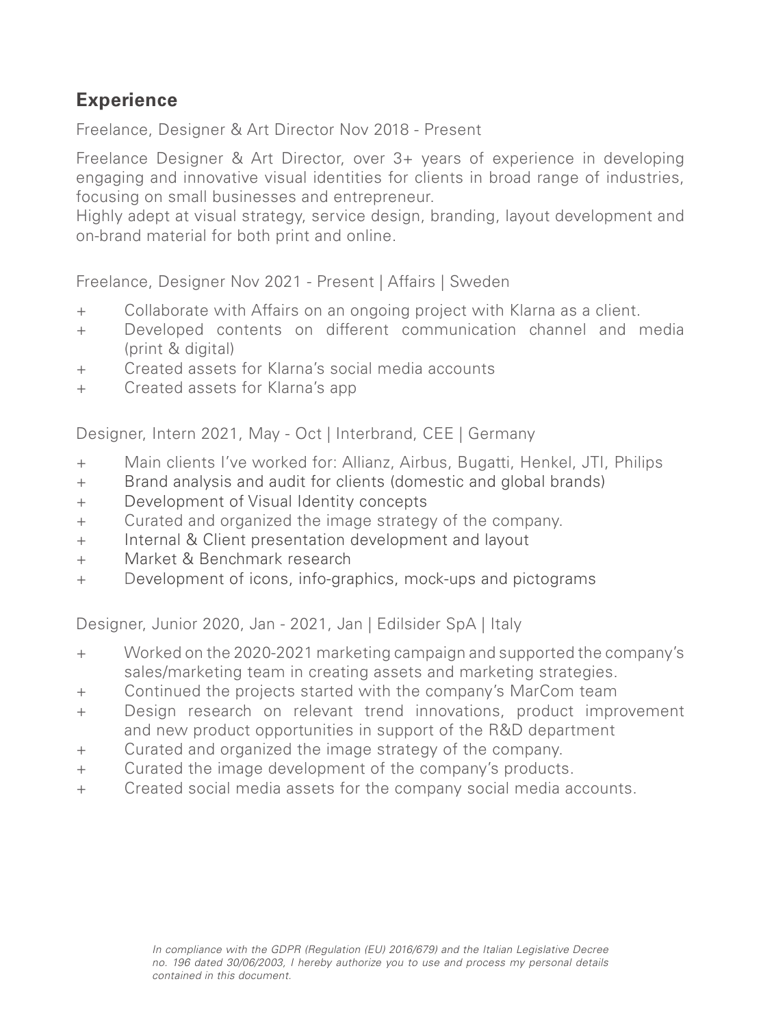## Experience

Freelance, Designer & Art Director Nov 2018 - Present

Freelance Designer & Art Director, over 3+ years of experience in developing engaging and innovative visual identities for clients in broad range of industries, focusing on small businesses and entrepreneur.
Highly adept at visual strategy, service design, branding, layout development and on-brand material for both print and online.

Freelance, Designer Nov 2021 - Present | Affairs | Sweden

- Collaborate with Affairs on an ongoing project with Klarna as a client.
- Developed contents on different communication channel and media (print & digital)
- Created assets for Klarna's social media accounts
- Created assets for Klarna's app

Designer, Intern 2021, May - Oct | Interbrand, CEE | Germany

- Main clients I've worked for: Allianz, Airbus, Bugatti, Henkel, JTI, Philips
- Brand analysis and audit for clients (domestic and global brands)
- Development of Visual Identity concepts
- Curated and organized the image strategy of the company.
- Internal & Client presentation development and layout
- Market & Benchmark research
- Development of icons, info-graphics, mock-ups and pictograms

Designer, Junior 2020, Jan - 2021, Jan | Edilsider SpA | Italy

- Worked on the 2020-2021 marketing campaign and supported the company's sales/marketing team in creating assets and marketing strategies.
- Continued the projects started with the company's MarCom team
- Design research on relevant trend innovations, product improvement and new product opportunities in support of the R&D department
- Curated and organized the image strategy of the company.
- Curated the image development of the company's products.
- Created social media assets for the company social media accounts.

*In compliance with the GDPR (Regulation (EU) 2016/679) and the Italian Legislative Decree no. 196 dated 30/06/2003, I hereby authorize you to use and process my personal details contained in this document.*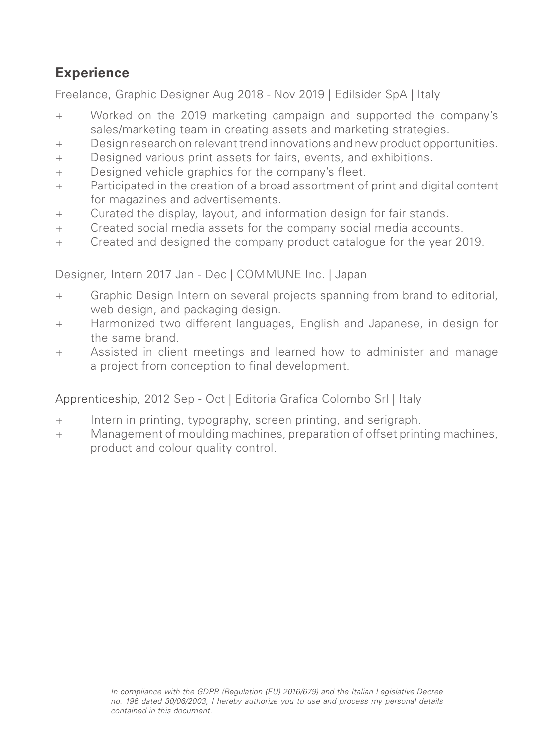## Experience

Freelance, Graphic Designer Aug 2018 - Nov 2019 | Edilsider SpA | Italy

+ Worked on the 2019 marketing campaign and supported the company's sales/marketing team in creating assets and marketing strategies.
+ Design research on relevant trend innovations and new product opportunities.
+ Designed various print assets for fairs, events, and exhibitions.
+ Designed vehicle graphics for the company's fleet.
+ Participated in the creation of a broad assortment of print and digital content for magazines and advertisements.
+ Curated the display, layout, and information design for fair stands.
+ Created social media assets for the company social media accounts.
+ Created and designed the company product catalogue for the year 2019.

Designer, Intern 2017 Jan - Dec | COMMUNE Inc. | Japan

+ Graphic Design Intern on several projects spanning from brand to editorial, web design, and packaging design.
+ Harmonized two different languages, English and Japanese, in design for the same brand.
+ Assisted in client meetings and learned how to administer and manage a project from conception to final development.

Apprenticeship, 2012 Sep - Oct | Editoria Grafica Colombo Srl | Italy

+ Intern in printing, typography, screen printing, and serigraph.
+ Management of moulding machines, preparation of offset printing machines, product and colour quality control.

*In compliance with the GDPR (Regulation (EU) 2016/679) and the Italian Legislative Decree no. 196 dated 30/06/2003, I hereby authorize you to use and process my personal details contained in this document.*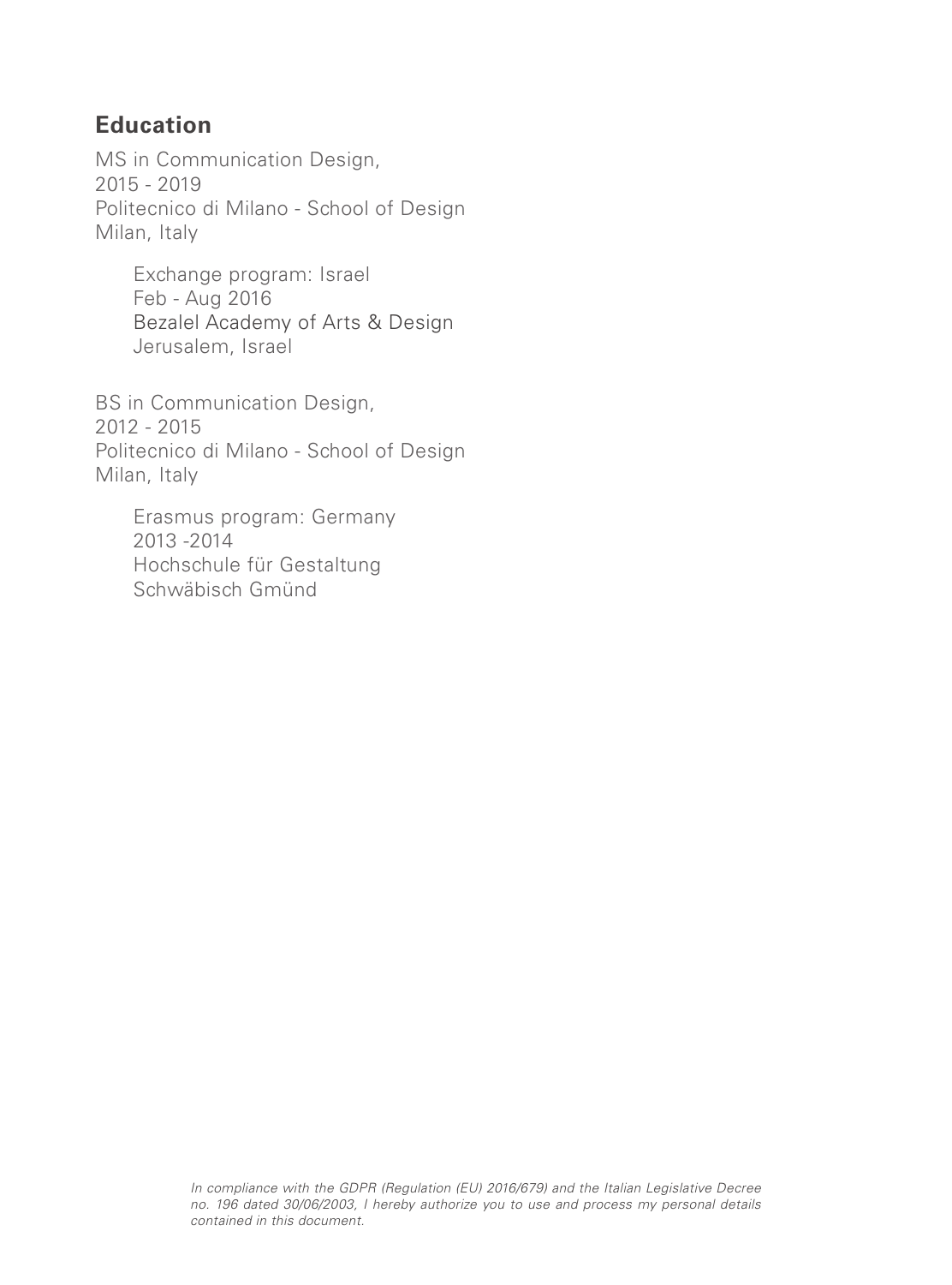## Education

MS in Communication Design,
2015 - 2019
Politecnico di Milano - School of Design
Milan, Italy

> Exchange program: Israel
> Feb - Aug 2016
> Bezalel Academy of Arts & Design
> Jerusalem, Israel

BS in Communication Design,
2012 - 2015
Politecnico di Milano - School of Design
Milan, Italy

> Erasmus program: Germany
> 2013 -2014
> Hochschule für Gestaltung
> Schwäbisch Gmünd

*In compliance with the GDPR (Regulation (EU) 2016/679) and the Italian Legislative Decree no. 196 dated 30/06/2003, I hereby authorize you to use and process my personal details contained in this document.*